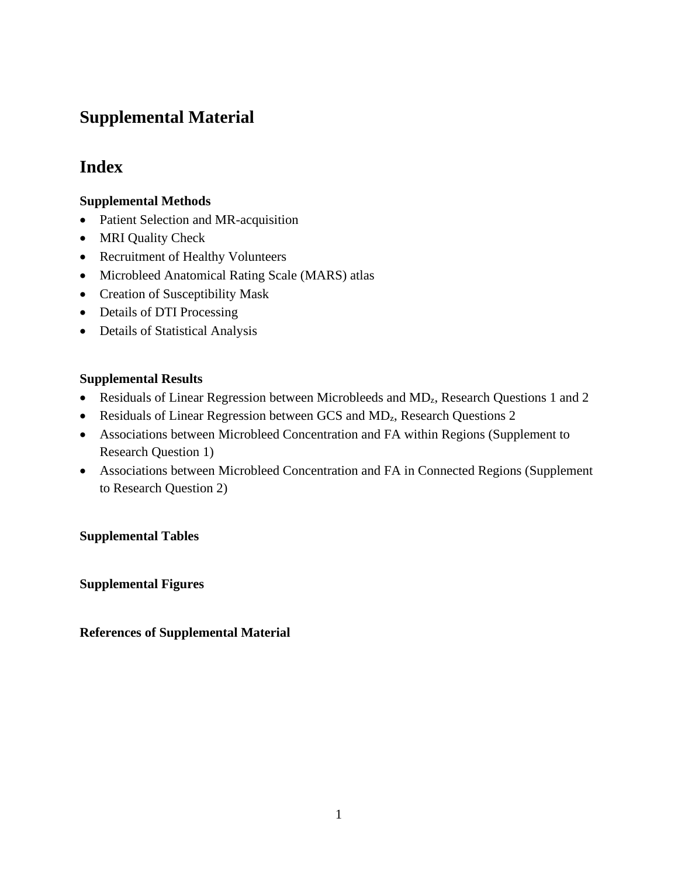# Supplemental Material

# Index

**Supplemental Methods**

- Patient Selection and MR-acquisition
- MRI Quality Check
- Recruitment of Healthy Volunteers
- Microbleed Anatomical Rating Scale (MARS) atlas
- Creation of Susceptibility Mask
- Details of DTI Processing
- Details of Statistical Analysis

**Supplemental Results**

- Residuals of Linear Regression between Microbleeds and $MD_z$, Research Questions 1 and 2
- Residuals of Linear Regression between GCS and $MD_z$, Research Questions 2
- Associations between Microbleed Concentration and FA within Regions (Supplement to Research Question 1)
- Associations between Microbleed Concentration and FA in Connected Regions (Supplement to Research Question 2)

**Supplemental Tables**

**Supplemental Figures**

**References of Supplemental Material**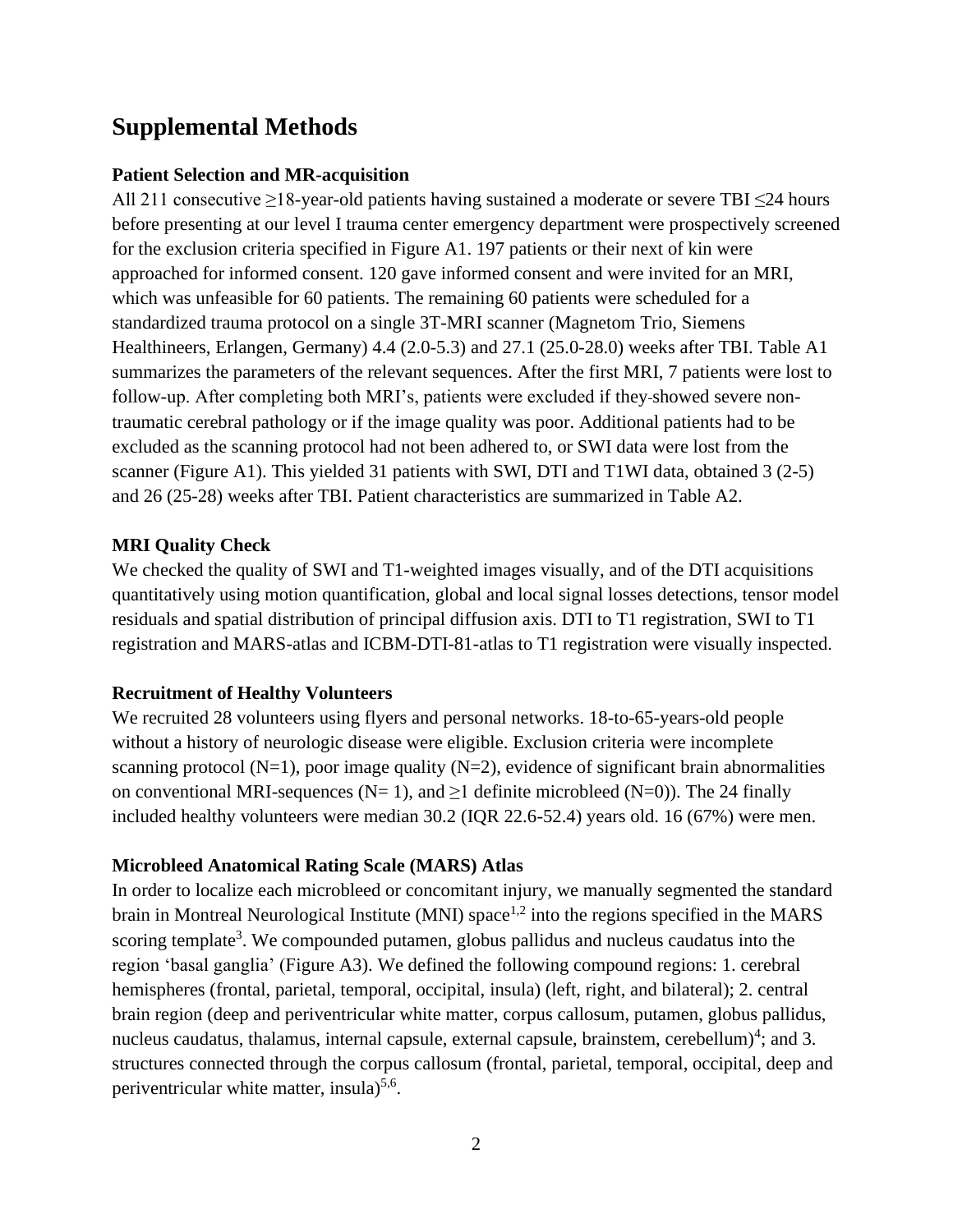# Supplemental Methods

**Patient Selection and MR-acquisition**

All 211 consecutive ≥18-year-old patients having sustained a moderate or severe TBI ≤24 hours before presenting at our level I trauma center emergency department were prospectively screened for the exclusion criteria specified in Figure A1. 197 patients or their next of kin were approached for informed consent. 120 gave informed consent and were invited for an MRI, which was unfeasible for 60 patients. The remaining 60 patients were scheduled for a standardized trauma protocol on a single 3T-MRI scanner (Magnetom Trio, Siemens Healthineers, Erlangen, Germany) 4.4 (2.0-5.3) and 27.1 (25.0-28.0) weeks after TBI. Table A1 summarizes the parameters of the relevant sequences. After the first MRI, 7 patients were lost to follow-up. After completing both MRI's, patients were excluded if they showed severe non-traumatic cerebral pathology or if the image quality was poor. Additional patients had to be excluded as the scanning protocol had not been adhered to, or SWI data were lost from the scanner (Figure A1). This yielded 31 patients with SWI, DTI and T1WI data, obtained 3 (2-5) and 26 (25-28) weeks after TBI. Patient characteristics are summarized in Table A2.

**MRI Quality Check**

We checked the quality of SWI and T1-weighted images visually, and of the DTI acquisitions quantitatively using motion quantification, global and local signal losses detections, tensor model residuals and spatial distribution of principal diffusion axis. DTI to T1 registration, SWI to T1 registration and MARS-atlas and ICBM-DTI-81-atlas to T1 registration were visually inspected.

**Recruitment of Healthy Volunteers**

We recruited 28 volunteers using flyers and personal networks. 18-to-65-years-old people without a history of neurologic disease were eligible. Exclusion criteria were incomplete scanning protocol (N=1), poor image quality (N=2), evidence of significant brain abnormalities on conventional MRI-sequences (N= 1), and ≥1 definite microbleed (N=0)). The 24 finally included healthy volunteers were median 30.2 (IQR 22.6-52.4) years old. 16 (67%) were men.

**Microbleed Anatomical Rating Scale (MARS) Atlas**

In order to localize each microbleed or concomitant injury, we manually segmented the standard brain in Montreal Neurological Institute (MNI) space[1,2] into the regions specified in the MARS scoring template[3]. We compounded putamen, globus pallidus and nucleus caudatus into the region 'basal ganglia' (Figure A3). We defined the following compound regions: 1. cerebral hemispheres (frontal, parietal, temporal, occipital, insula) (left, right, and bilateral); 2. central brain region (deep and periventricular white matter, corpus callosum, putamen, globus pallidus, nucleus caudatus, thalamus, internal capsule, external capsule, brainstem, cerebellum)[4]; and 3. structures connected through the corpus callosum (frontal, parietal, temporal, occipital, deep and periventricular white matter, insula)[5,6].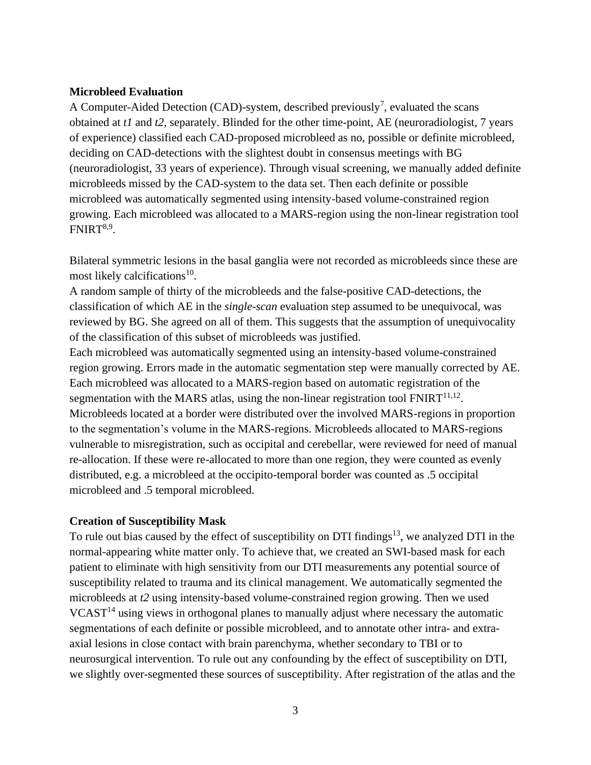**Microbleed Evaluation**

A Computer-Aided Detection (CAD)-system, described previously[7], evaluated the scans obtained at *t1* and *t2*, separately. Blinded for the other time-point, AE (neuroradiologist, 7 years of experience) classified each CAD-proposed microbleed as no, possible or definite microbleed, deciding on CAD-detections with the slightest doubt in consensus meetings with BG (neuroradiologist, 33 years of experience). Through visual screening, we manually added definite microbleeds missed by the CAD-system to the data set. Then each definite or possible microbleed was automatically segmented using intensity-based volume-constrained region growing. Each microbleed was allocated to a MARS-region using the non-linear registration tool FNIRT[8,9].

Bilateral symmetric lesions in the basal ganglia were not recorded as microbleeds since these are most likely calcifications[10].

A random sample of thirty of the microbleeds and the false-positive CAD-detections, the classification of which AE in the *single-scan* evaluation step assumed to be unequivocal, was reviewed by BG. She agreed on all of them. This suggests that the assumption of unequivocality of the classification of this subset of microbleeds was justified.

Each microbleed was automatically segmented using an intensity-based volume-constrained region growing. Errors made in the automatic segmentation step were manually corrected by AE. Each microbleed was allocated to a MARS-region based on automatic registration of the segmentation with the MARS atlas, using the non-linear registration tool FNIRT[11,12]. Microbleeds located at a border were distributed over the involved MARS-regions in proportion to the segmentation's volume in the MARS-regions. Microbleeds allocated to MARS-regions vulnerable to misregistration, such as occipital and cerebellar, were reviewed for need of manual re-allocation. If these were re-allocated to more than one region, they were counted as evenly distributed, e.g. a microbleed at the occipito-temporal border was counted as .5 occipital microbleed and .5 temporal microbleed.

**Creation of Susceptibility Mask**

To rule out bias caused by the effect of susceptibility on DTI findings[13], we analyzed DTI in the normal-appearing white matter only. To achieve that, we created an SWI-based mask for each patient to eliminate with high sensitivity from our DTI measurements any potential source of susceptibility related to trauma and its clinical management. We automatically segmented the microbleeds at *t2* using intensity-based volume-constrained region growing. Then we used VCAST[14] using views in orthogonal planes to manually adjust where necessary the automatic segmentations of each definite or possible microbleed, and to annotate other intra- and extra-axial lesions in close contact with brain parenchyma, whether secondary to TBI or to neurosurgical intervention. To rule out any confounding by the effect of susceptibility on DTI, we slightly over-segmented these sources of susceptibility. After registration of the atlas and the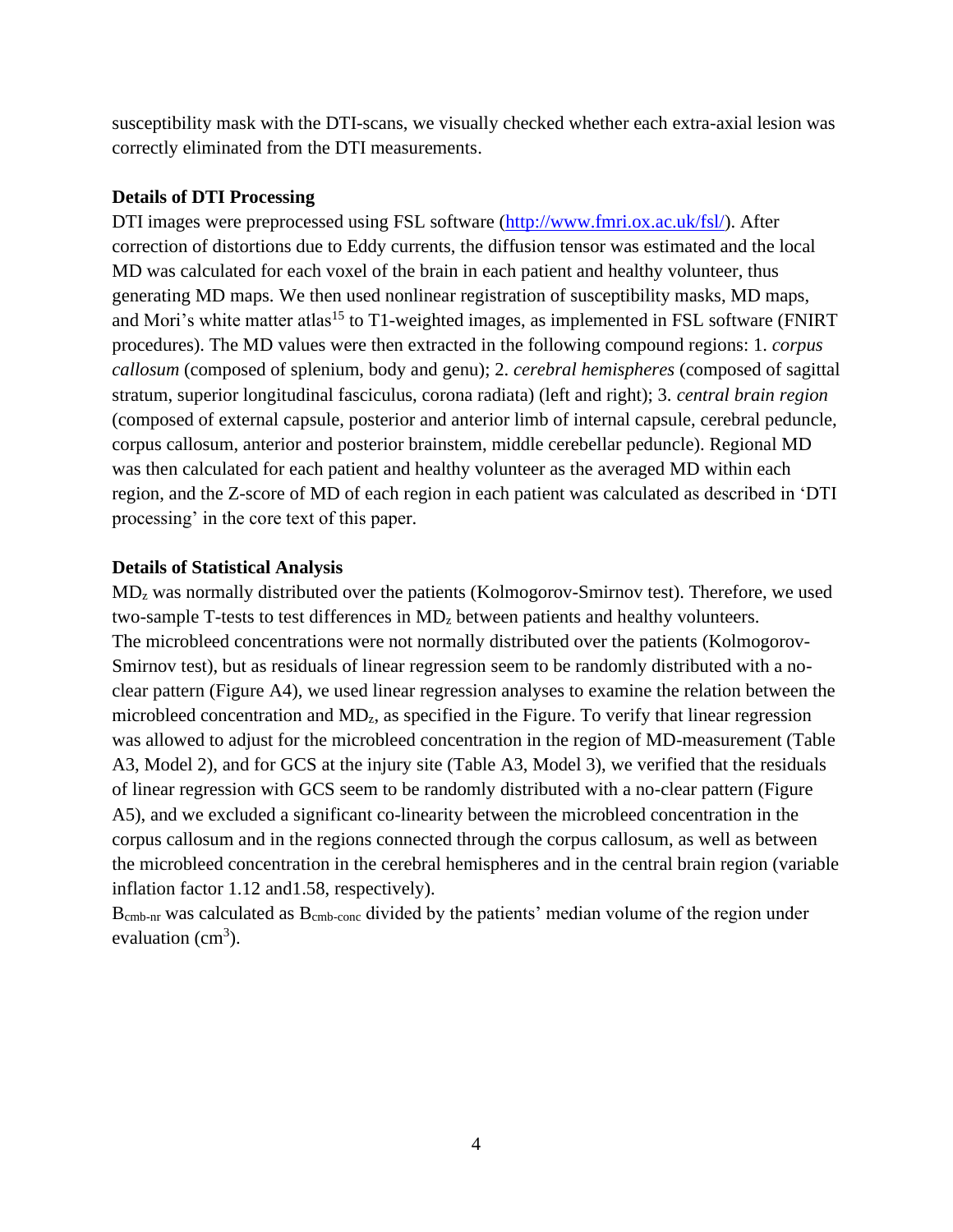susceptibility mask with the DTI-scans, we visually checked whether each extra-axial lesion was correctly eliminated from the DTI measurements.

**Details of DTI Processing**

DTI images were preprocessed using FSL software (http://www.fmri.ox.ac.uk/fsl/). After correction of distortions due to Eddy currents, the diffusion tensor was estimated and the local MD was calculated for each voxel of the brain in each patient and healthy volunteer, thus generating MD maps. We then used nonlinear registration of susceptibility masks, MD maps, and Mori's white matter atlas[15] to T1-weighted images, as implemented in FSL software (FNIRT procedures). The MD values were then extracted in the following compound regions: 1. *corpus callosum* (composed of splenium, body and genu); 2. *cerebral hemispheres* (composed of sagittal stratum, superior longitudinal fasciculus, corona radiata) (left and right); 3. *central brain region* (composed of external capsule, posterior and anterior limb of internal capsule, cerebral peduncle, corpus callosum, anterior and posterior brainstem, middle cerebellar peduncle). Regional MD was then calculated for each patient and healthy volunteer as the averaged MD within each region, and the Z-score of MD of each region in each patient was calculated as described in 'DTI processing' in the core text of this paper.

**Details of Statistical Analysis**

$MD_z$ was normally distributed over the patients (Kolmogorov-Smirnov test). Therefore, we used two-sample T-tests to test differences in $MD_z$ between patients and healthy volunteers. The microbleed concentrations were not normally distributed over the patients (Kolmogorov-Smirnov test), but as residuals of linear regression seem to be randomly distributed with a no-clear pattern (Figure A4), we used linear regression analyses to examine the relation between the microbleed concentration and $MD_z$, as specified in the Figure. To verify that linear regression was allowed to adjust for the microbleed concentration in the region of MD-measurement (Table A3, Model 2), and for GCS at the injury site (Table A3, Model 3), we verified that the residuals of linear regression with GCS seem to be randomly distributed with a no-clear pattern (Figure A5), and we excluded a significant co-linearity between the microbleed concentration in the corpus callosum and in the regions connected through the corpus callosum, as well as between the microbleed concentration in the cerebral hemispheres and in the central brain region (variable inflation factor 1.12 and1.58, respectively).

$B_{cmb\text{-}nr}$ was calculated as $B_{cmb\text{-}conc}$ divided by the patients' median volume of the region under evaluation ($cm^3$).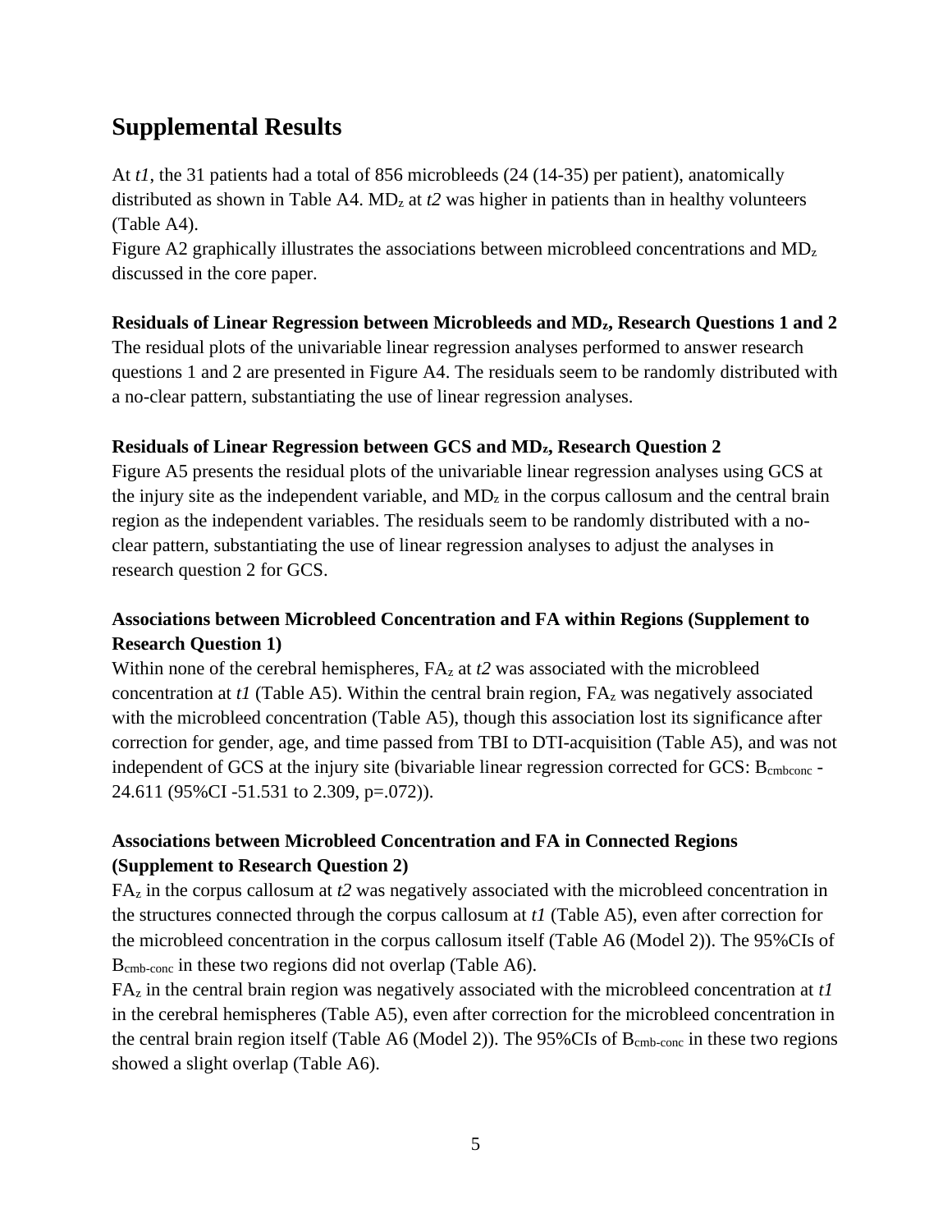## Supplemental Results

At *t1*, the 31 patients had a total of 856 microbleeds (24 (14-35) per patient), anatomically distributed as shown in Table A4. $MD_z$ at *t2* was higher in patients than in healthy volunteers (Table A4).

Figure A2 graphically illustrates the associations between microbleed concentrations and $MD_z$ discussed in the core paper.

**Residuals of Linear Regression between Microbleeds and $MD_z$, Research Questions 1 and 2**

The residual plots of the univariable linear regression analyses performed to answer research questions 1 and 2 are presented in Figure A4. The residuals seem to be randomly distributed with a no-clear pattern, substantiating the use of linear regression analyses.

**Residuals of Linear Regression between GCS and $MD_z$, Research Question 2**

Figure A5 presents the residual plots of the univariable linear regression analyses using GCS at the injury site as the independent variable, and $MD_z$ in the corpus callosum and the central brain region as the independent variables. The residuals seem to be randomly distributed with a no-clear pattern, substantiating the use of linear regression analyses to adjust the analyses in research question 2 for GCS.

**Associations between Microbleed Concentration and FA within Regions (Supplement to Research Question 1)**

Within none of the cerebral hemispheres, $FA_z$ at *t2* was associated with the microbleed concentration at *t1* (Table A5). Within the central brain region, $FA_z$ was negatively associated with the microbleed concentration (Table A5), though this association lost its significance after correction for gender, age, and time passed from TBI to DTI-acquisition (Table A5), and was not independent of GCS at the injury site (bivariable linear regression corrected for GCS: $B_{cmbconc}$ -24.611 (95%CI -51.531 to 2.309, p=.072)).

**Associations between Microbleed Concentration and FA in Connected Regions (Supplement to Research Question 2)**

$FA_z$ in the corpus callosum at *t2* was negatively associated with the microbleed concentration in the structures connected through the corpus callosum at *t1* (Table A5), even after correction for the microbleed concentration in the corpus callosum itself (Table A6 (Model 2)). The 95%CIs of $B_{cmb\text{-}conc}$ in these two regions did not overlap (Table A6).

$FA_z$ in the central brain region was negatively associated with the microbleed concentration at *t1* in the cerebral hemispheres (Table A5), even after correction for the microbleed concentration in the central brain region itself (Table A6 (Model 2)). The 95%CIs of $B_{cmb\text{-}conc}$ in these two regions showed a slight overlap (Table A6).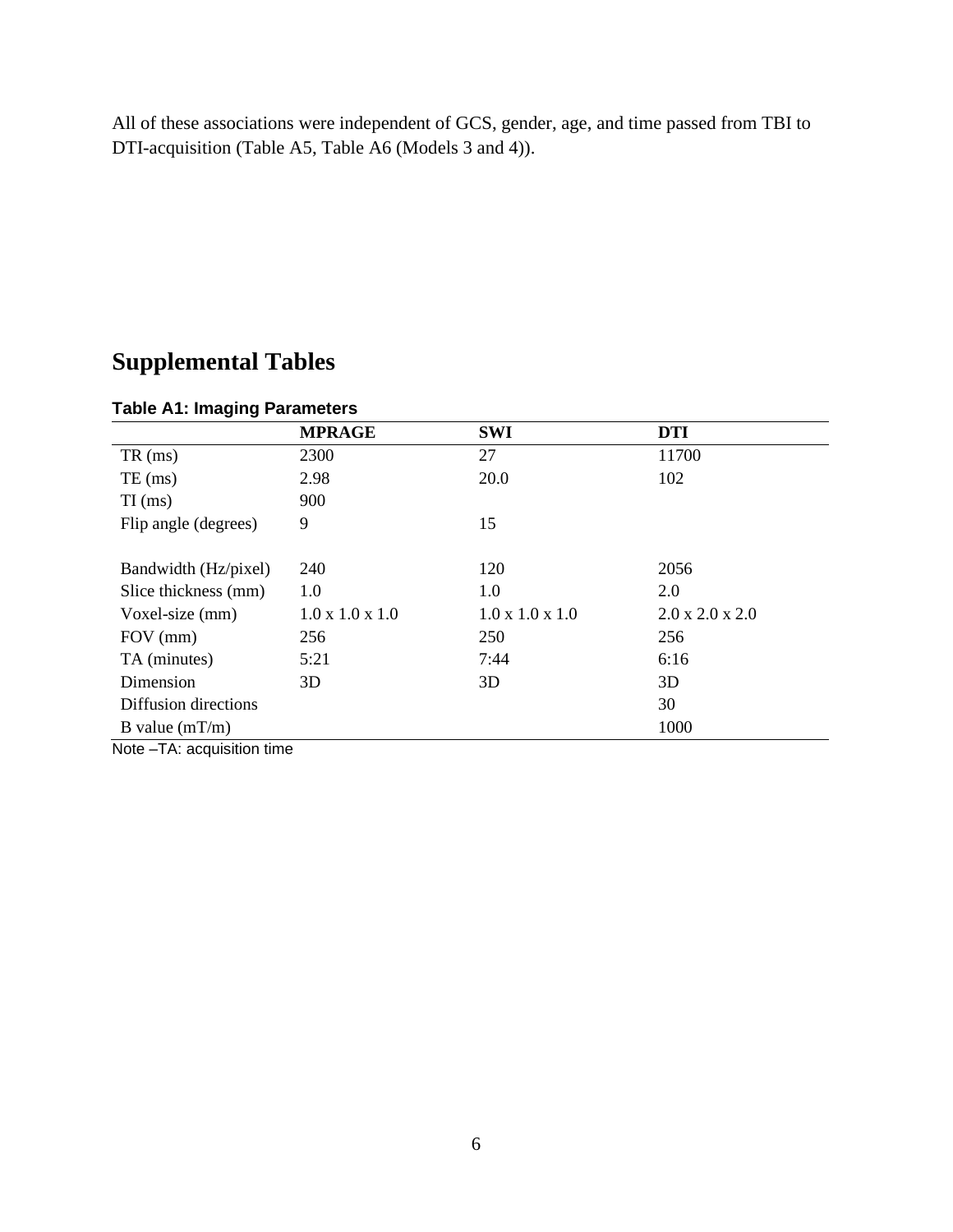All of these associations were independent of GCS, gender, age, and time passed from TBI to DTI-acquisition (Table A5, Table A6 (Models 3 and 4)).

# Supplemental Tables

**Table A1: Imaging Parameters**

| | MPRAGE | SWI | DTI |
|---|---|---|---|
| TR (ms) | 2300 | 27 | 11700 |
| TE (ms) | 2.98 | 20.0 | 102 |
| TI (ms) | 900 | | |
| Flip angle (degrees) | 9 | 15 | |
| Bandwidth (Hz/pixel) | 240 | 120 | 2056 |
| Slice thickness (mm) | 1.0 | 1.0 | 2.0 |
| Voxel-size (mm) | 1.0 x 1.0 x 1.0 | 1.0 x 1.0 x 1.0 | 2.0 x 2.0 x 2.0 |
| FOV (mm) | 256 | 250 | 256 |
| TA (minutes) | 5:21 | 7:44 | 6:16 |
| Dimension | 3D | 3D | 3D |
| Diffusion directions | | | 30 |
| B value (mT/m) | | | 1000 |

Note –TA: acquisition time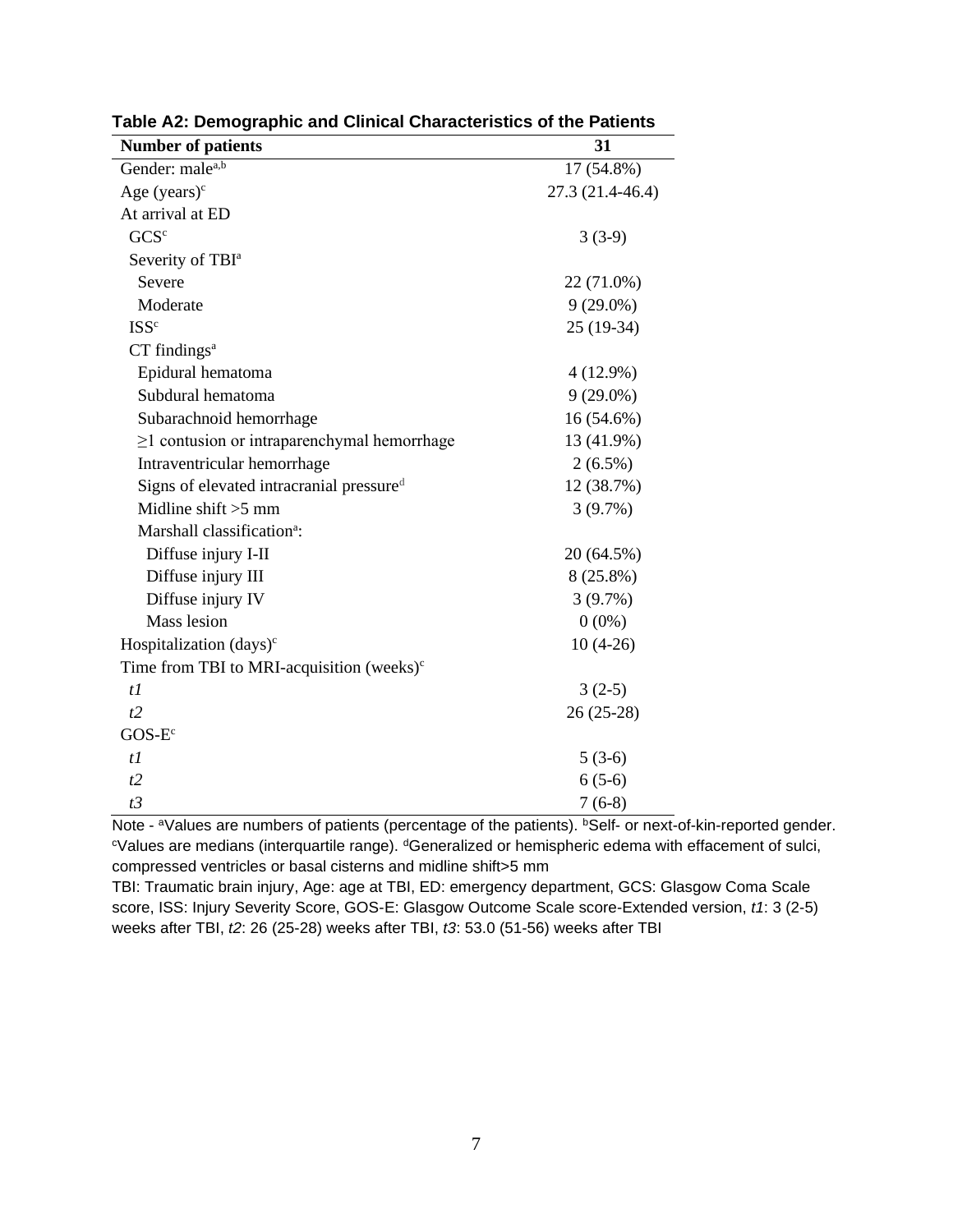**Table A2: Demographic and Clinical Characteristics of the Patients**

| **Number of patients** | **31** |
|---|---|
| Gender: male[a,b] | 17 (54.8%) |
| Age (years)[c] | 27.3 (21.4-46.4) |
| At arrival at ED | |
| GCS[c] | 3 (3-9) |
| Severity of TBI[a] | |
| Severe | 22 (71.0%) |
| Moderate | 9 (29.0%) |
| ISS[c] | 25 (19-34) |
| CT findings[a] | |
| Epidural hematoma | 4 (12.9%) |
| Subdural hematoma | 9 (29.0%) |
| Subarachnoid hemorrhage | 16 (54.6%) |
| ≥1 contusion or intraparenchymal hemorrhage | 13 (41.9%) |
| Intraventricular hemorrhage | 2 (6.5%) |
| Signs of elevated intracranial pressure[d] | 12 (38.7%) |
| Midline shift >5 mm | 3 (9.7%) |
| Marshall classification[a]: | |
| Diffuse injury I-II | 20 (64.5%) |
| Diffuse injury III | 8 (25.8%) |
| Diffuse injury IV | 3 (9.7%) |
| Mass lesion | 0 (0%) |
| Hospitalization (days)[c] | 10 (4-26) |
| Time from TBI to MRI-acquisition (weeks)[c] | |
| *t1* | 3 (2-5) |
| *t2* | 26 (25-28) |
| GOS-E[c] | |
| *t1* | 5 (3-6) |
| *t2* | 6 (5-6) |
| *t3* | 7 (6-8) |

Note - [a]Values are numbers of patients (percentage of the patients). [b]Self- or next-of-kin-reported gender. [c]Values are medians (interquartile range). [d]Generalized or hemispheric edema with effacement of sulci, compressed ventricles or basal cisterns and midline shift>5 mm

TBI: Traumatic brain injury, Age: age at TBI, ED: emergency department, GCS: Glasgow Coma Scale score, ISS: Injury Severity Score, GOS-E: Glasgow Outcome Scale score-Extended version, *t1*: 3 (2-5) weeks after TBI, *t2*: 26 (25-28) weeks after TBI, *t3*: 53.0 (51-56) weeks after TBI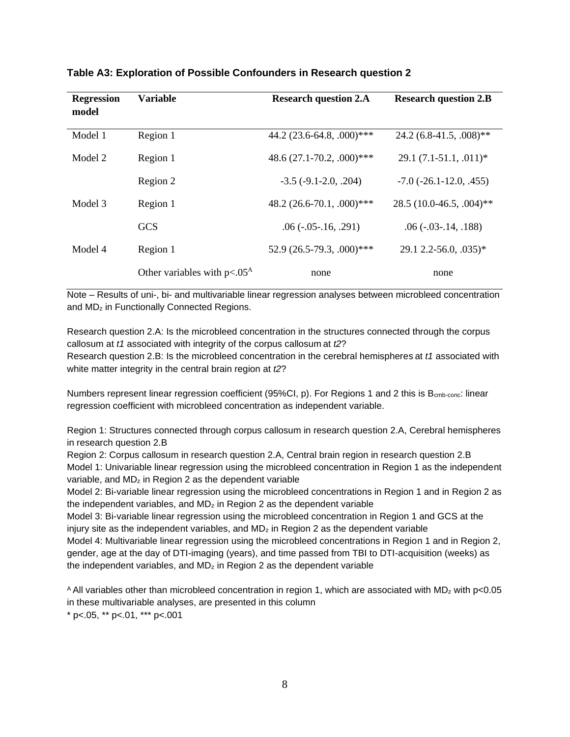**Table A3: Exploration of Possible Confounders in Research question 2**

| Regression model | Variable | Research question 2.A | Research question 2.B |
|---|---|---|---|
| Model 1 | Region 1 | 44.2 (23.6-64.8, .000)*** | 24.2 (6.8-41.5, .008)** |
| Model 2 | Region 1 | 48.6 (27.1-70.2, .000)*** | 29.1 (7.1-51.1, .011)* |
| | Region 2 | -3.5 (-9.1-2.0, .204) | -7.0 (-26.1-12.0, .455) |
| Model 3 | Region 1 | 48.2 (26.6-70.1, .000)*** | 28.5 (10.0-46.5, .004)** |
| | GCS | .06 (-.05-.16, .291) | .06 (-.03-.14, .188) |
| Model 4 | Region 1 | 52.9 (26.5-79.3, .000)*** | 29.1 2.2-56.0, .035)* |
| | Other variables with p<.05[A] | none | none |

Note – Results of uni-, bi- and multivariable linear regression analyses between microbleed concentration and $MD_z$ in Functionally Connected Regions.

Research question 2.A: Is the microbleed concentration in the structures connected through the corpus callosum at *t1* associated with integrity of the corpus callosum at *t2*?
Research question 2.B: Is the microbleed concentration in the cerebral hemispheres at *t1* associated with white matter integrity in the central brain region at *t2*?

Numbers represent linear regression coefficient (95%CI, p). For Regions 1 and 2 this is $B_{cmb\text{-}conc}$: linear regression coefficient with microbleed concentration as independent variable.

Region 1: Structures connected through corpus callosum in research question 2.A, Cerebral hemispheres in research question 2.B
Region 2: Corpus callosum in research question 2.A, Central brain region in research question 2.B
Model 1: Univariable linear regression using the microbleed concentration in Region 1 as the independent variable, and $MD_z$ in Region 2 as the dependent variable
Model 2: Bi-variable linear regression using the microbleed concentrations in Region 1 and in Region 2 as the independent variables, and $MD_z$ in Region 2 as the dependent variable
Model 3: Bi-variable linear regression using the microbleed concentration in Region 1 and GCS at the injury site as the independent variables, and $MD_z$ in Region 2 as the dependent variable
Model 4: Multivariable linear regression using the microbleed concentrations in Region 1 and in Region 2, gender, age at the day of DTI-imaging (years), and time passed from TBI to DTI-acquisition (weeks) as the independent variables, and $MD_z$ in Region 2 as the dependent variable

[A] All variables other than microbleed concentration in region 1, which are associated with $MD_z$ with p<0.05 in these multivariable analyses, are presented in this column
* p<.05, ** p<.01, *** p<.001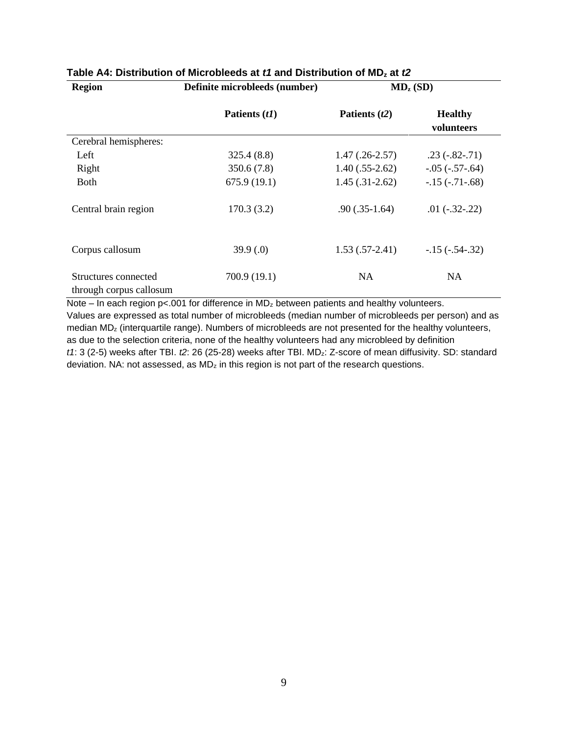**Table A4: Distribution of Microbleeds at *t1* and Distribution of $MD_z$ at *t2***

| Region | Definite microbleeds (number) | $MD_z$ (SD) | |
|---|---|---|---|
| | Patients (*t1*) | Patients (*t2*) | Healthy volunteers |
| Cerebral hemispheres: | | | |
| Left | 325.4 (8.8) | 1.47 (.26-2.57) | .23 (-.82-.71) |
| Right | 350.6 (7.8) | 1.40 (.55-2.62) | -.05 (-.57-.64) |
| Both | 675.9 (19.1) | 1.45 (.31-2.62) | -.15 (-.71-.68) |
| Central brain region | 170.3 (3.2) | .90 (.35-1.64) | .01 (-.32-.22) |
| Corpus callosum | 39.9 (.0) | 1.53 (.57-2.41) | -.15 (-.54-.32) |
| Structures connected through corpus callosum | 700.9 (19.1) | NA | NA |

Note – In each region $p<.001$ for difference in $MD_z$ between patients and healthy volunteers.
Values are expressed as total number of microbleeds (median number of microbleeds per person) and as median $MD_z$ (interquartile range). Numbers of microbleeds are not presented for the healthy volunteers, as due to the selection criteria, none of the healthy volunteers had any microbleed by definition
*t1*: 3 (2-5) weeks after TBI. *t2*: 26 (25-28) weeks after TBI. $MD_z$: Z-score of mean diffusivity. SD: standard deviation. NA: not assessed, as $MD_z$ in this region is not part of the research questions.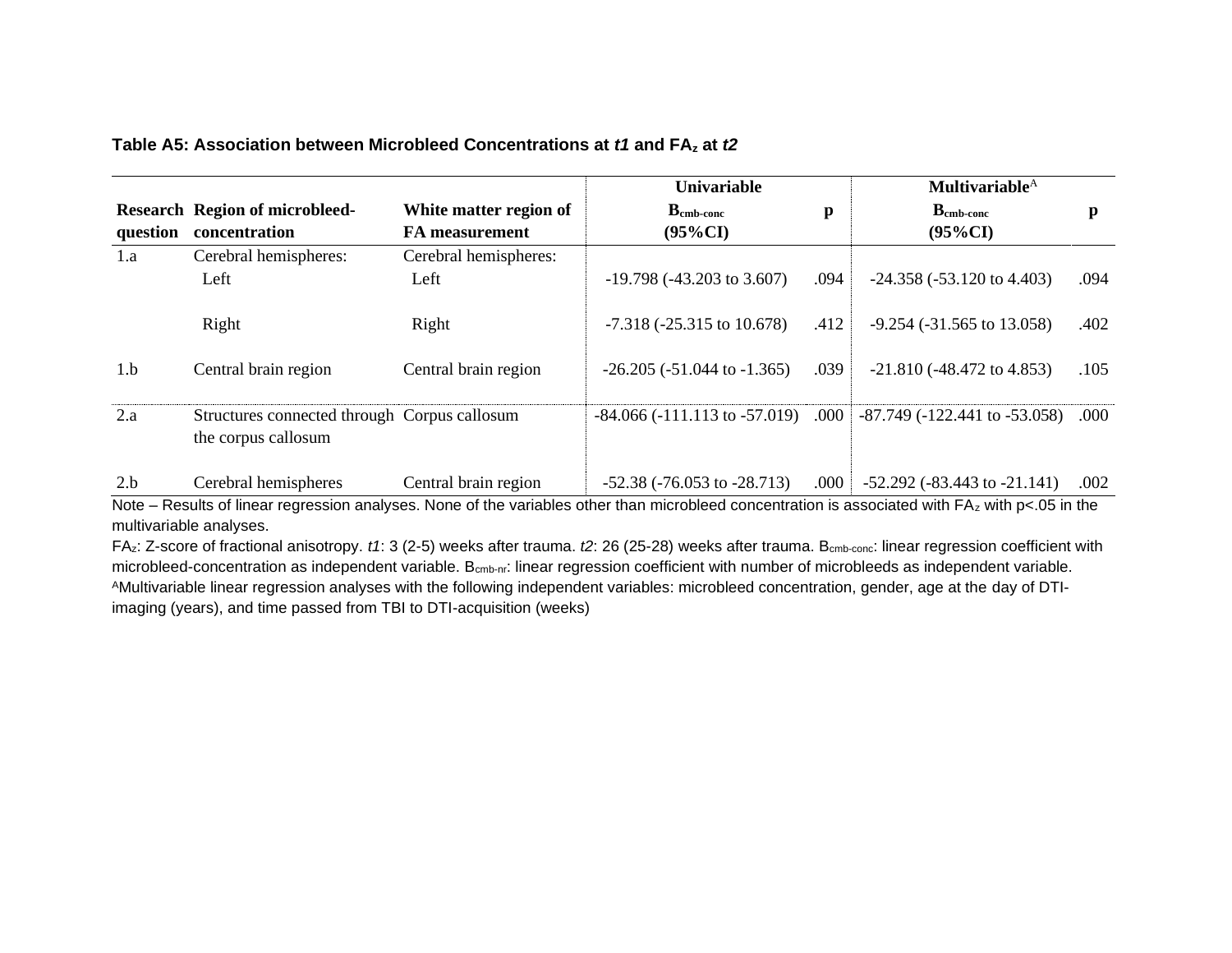**Table A5: Association between Microbleed Concentrations at *t1* and FA$_z$ at *t2***

| Research question | Region of microbleed-concentration | White matter region of FA measurement | Univariable $B_{cmb\text{-}conc}$ (95%CI) | p | Multivariable[A] $B_{cmb\text{-}conc}$ (95%CI) | p |
|---|---|---|---|---|---|---|
| 1.a | Cerebral hemispheres: | Cerebral hemispheres: | | | | |
| | Left | Left | -19.798 (-43.203 to 3.607) | .094 | -24.358 (-53.120 to 4.403) | .094 |
| | Right | Right | -7.318 (-25.315 to 10.678) | .412 | -9.254 (-31.565 to 13.058) | .402 |
| 1.b | Central brain region | Central brain region | -26.205 (-51.044 to -1.365) | .039 | -21.810 (-48.472 to 4.853) | .105 |
| 2.a | Structures connected through the corpus callosum | Corpus callosum | -84.066 (-111.113 to -57.019) | .000 | -87.749 (-122.441 to -53.058) | .000 |
| 2.b | Cerebral hemispheres | Central brain region | -52.38 (-76.053 to -28.713) | .000 | -52.292 (-83.443 to -21.141) | .002 |

Note – Results of linear regression analyses. None of the variables other than microbleed concentration is associated with FA$_z$ with $p<.05$ in the multivariable analyses.

FA$_z$: Z-score of fractional anisotropy. *t1*: 3 (2-5) weeks after trauma. *t2*: 26 (25-28) weeks after trauma. $B_{cmb\text{-}conc}$: linear regression coefficient with microbleed-concentration as independent variable. $B_{cmb\text{-}nr}$: linear regression coefficient with number of microbleeds as independent variable. [A]Multivariable linear regression analyses with the following independent variables: microbleed concentration, gender, age at the day of DTI-imaging (years), and time passed from TBI to DTI-acquisition (weeks)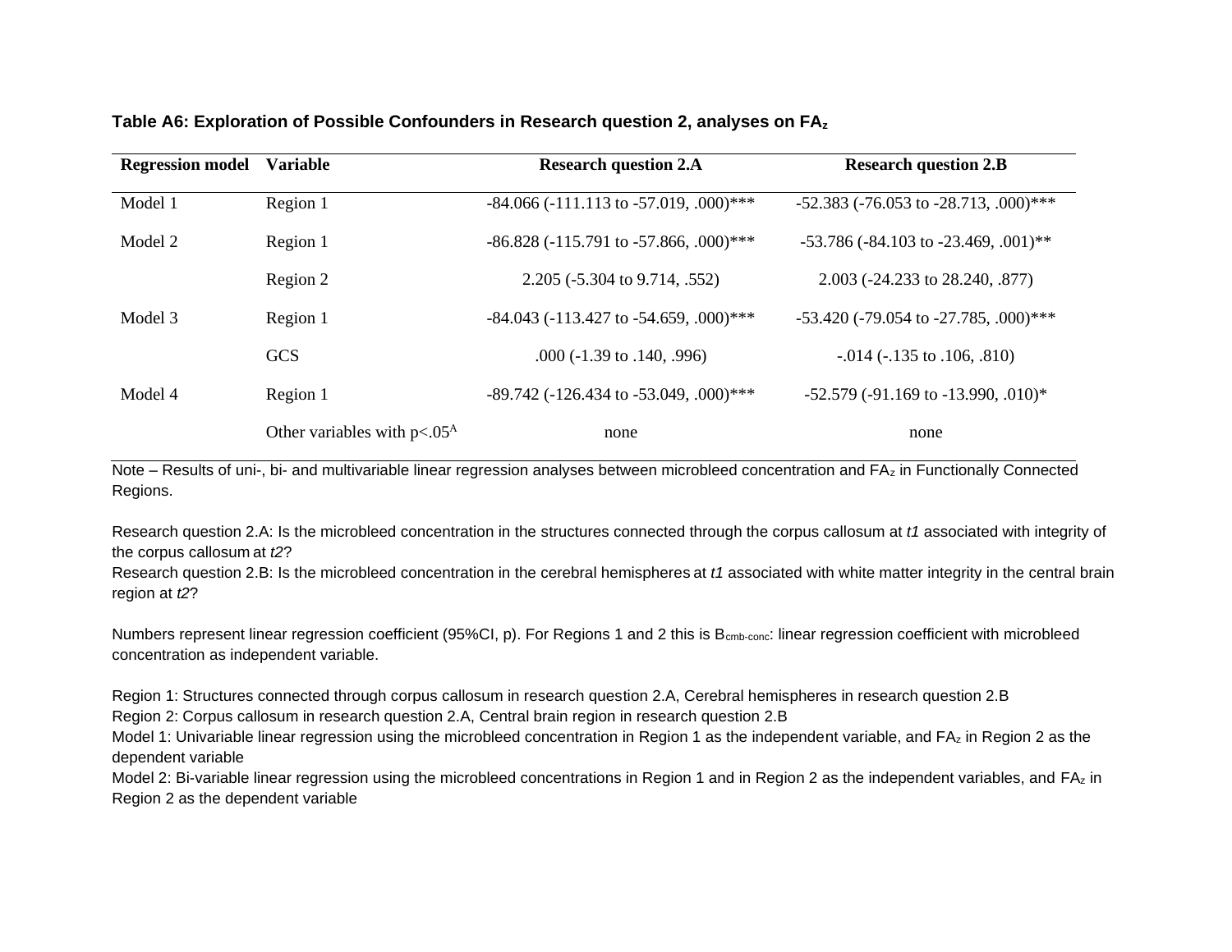**Table A6: Exploration of Possible Confounders in Research question 2, analyses on $FA_z$**

| Regression model | Variable | Research question 2.A | Research question 2.B |
|---|---|---|---|
| Model 1 | Region 1 | -84.066 (-111.113 to -57.019, .000)*** | -52.383 (-76.053 to -28.713, .000)*** |
| Model 2 | Region 1 | -86.828 (-115.791 to -57.866, .000)*** | -53.786 (-84.103 to -23.469, .001)** |
| | Region 2 | 2.205 (-5.304 to 9.714, .552) | 2.003 (-24.233 to 28.240, .877) |
| Model 3 | Region 1 | -84.043 (-113.427 to -54.659, .000)*** | -53.420 (-79.054 to -27.785, .000)*** |
| | GCS | .000 (-1.39 to .140, .996) | -.014 (-.135 to .106, .810) |
| Model 4 | Region 1 | -89.742 (-126.434 to -53.049, .000)*** | -52.579 (-91.169 to -13.990, .010)* |
| | Other variables with p<.05[A] | none | none |

Note – Results of uni-, bi- and multivariable linear regression analyses between microbleed concentration and $FA_z$ in Functionally Connected Regions.

Research question 2.A: Is the microbleed concentration in the structures connected through the corpus callosum at *t1* associated with integrity of the corpus callosum at *t2*?
Research question 2.B: Is the microbleed concentration in the cerebral hemispheres at *t1* associated with white matter integrity in the central brain region at *t2*?

Numbers represent linear regression coefficient (95%CI, p). For Regions 1 and 2 this is $B_{cmb\text{-}conc}$: linear regression coefficient with microbleed concentration as independent variable.

Region 1: Structures connected through corpus callosum in research question 2.A, Cerebral hemispheres in research question 2.B
Region 2: Corpus callosum in research question 2.A, Central brain region in research question 2.B
Model 1: Univariable linear regression using the microbleed concentration in Region 1 as the independent variable, and $FA_z$ in Region 2 as the dependent variable
Model 2: Bi-variable linear regression using the microbleed concentrations in Region 1 and in Region 2 as the independent variables, and $FA_z$ in Region 2 as the dependent variable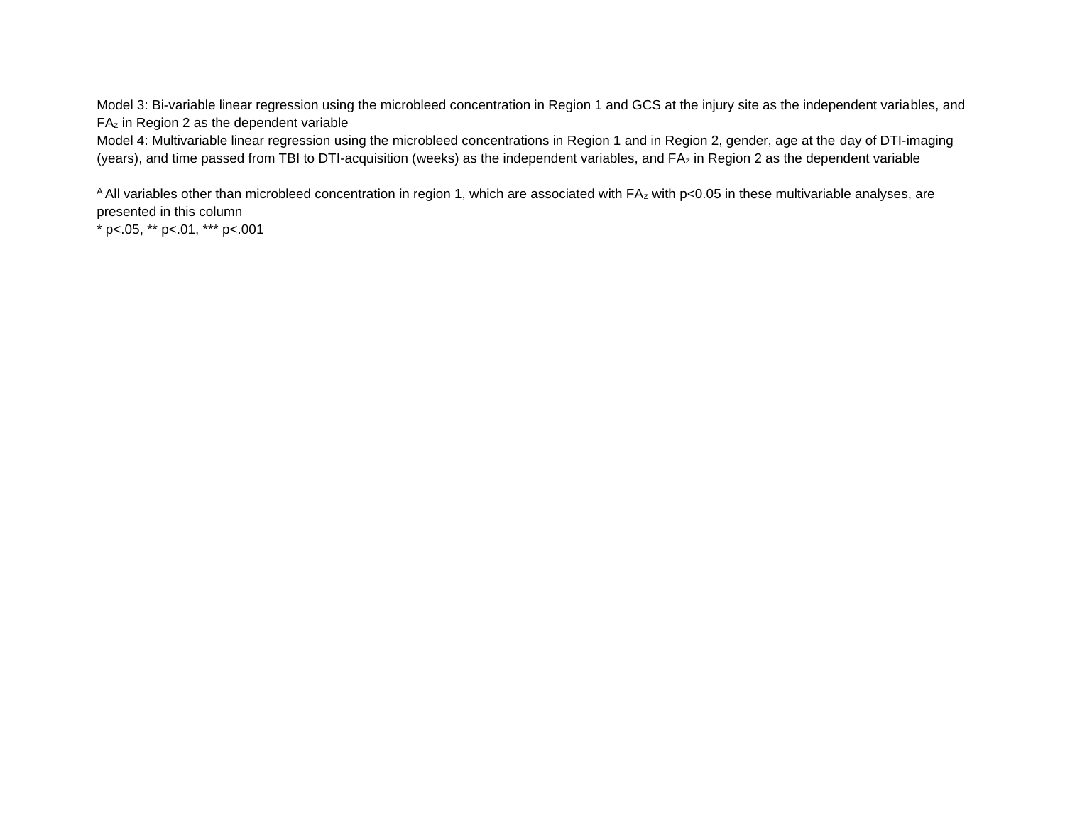Model 3: Bi-variable linear regression using the microbleed concentration in Region 1 and GCS at the injury site as the independent variables, and $FA_z$ in Region 2 as the dependent variable
Model 4: Multivariable linear regression using the microbleed concentrations in Region 1 and in Region 2, gender, age at the day of DTI-imaging (years), and time passed from TBI to DTI-acquisition (weeks) as the independent variables, and $FA_z$ in Region 2 as the dependent variable

[A] All variables other than microbleed concentration in region 1, which are associated with $FA_z$ with $p<0.05$ in these multivariable analyses, are presented in this column
* $p<.05$, ** $p<.01$, *** $p<.001$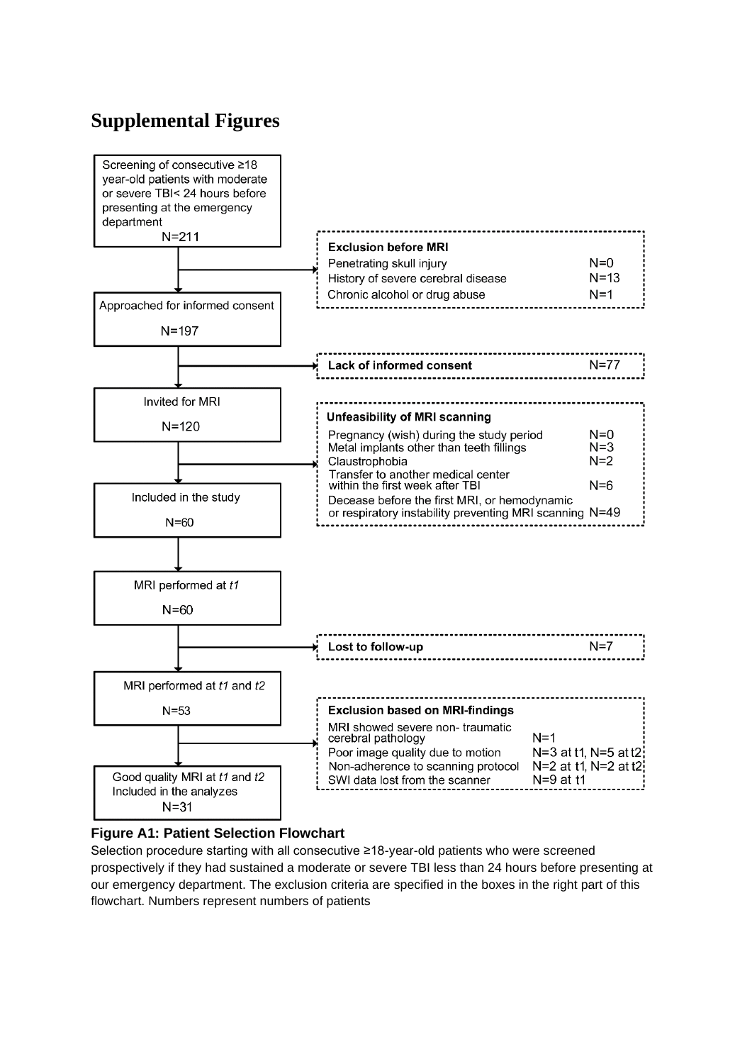# Supplemental Figures

Screening of consecutive ≥18 year-old patients with moderate or severe TBI< 24 hours before presenting at the emergency department
N=211

**Exclusion before MRI**
- Penetrating skull injury N=0
- History of severe cerebral disease N=13
- Chronic alcohol or drug abuse N=1

Approached for informed consent
N=197

**Lack of informed consent** N=77

Invited for MRI
N=120

**Unfeasibility of MRI scanning**
- Pregnancy (wish) during the study period N=0
- Metal implants other than teeth fillings N=3
- Claustrophobia N=2
- Transfer to another medical center within the first week after TBI N=6
- Decease before the first MRI, or hemodynamic or respiratory instability preventing MRI scanning N=49

Included in the study
N=60

MRI performed at *t1*
N=60

**Lost to follow-up** N=7

MRI performed at *t1* and *t2*
N=53

**Exclusion based on MRI-findings**
- MRI showed severe non- traumatic cerebral pathology N=1
- Poor image quality due to motion N=3 at t1, N=5 at t2
- Non-adherence to scanning protocol N=2 at t1, N=2 at t2
- SWI data lost from the scanner N=9 at t1

Good quality MRI at *t1* and *t2* Included in the analyzes
N=31

**Figure A1: Patient Selection Flowchart**

Selection procedure starting with all consecutive ≥18-year-old patients who were screened prospectively if they had sustained a moderate or severe TBI less than 24 hours before presenting at our emergency department. The exclusion criteria are specified in the boxes in the right part of this flowchart. Numbers represent numbers of patients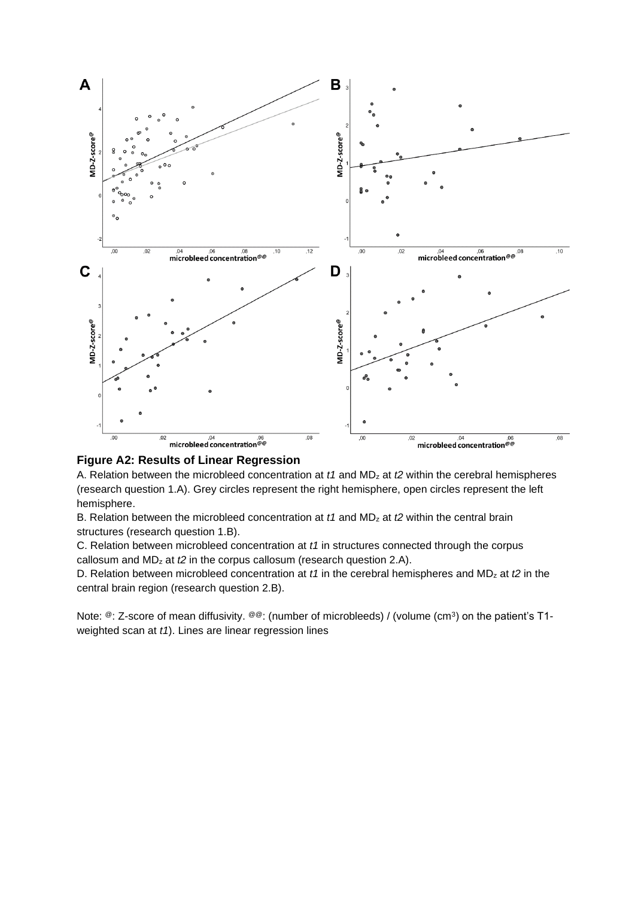**Figure A2: Results of Linear Regression**

A. Relation between the microbleed concentration at *t1* and $MD_z$ at *t2* within the cerebral hemispheres (research question 1.A). Grey circles represent the right hemisphere, open circles represent the left hemisphere.

B. Relation between the microbleed concentration at *t1* and $MD_z$ at *t2* within the central brain structures (research question 1.B).

C. Relation between microbleed concentration at *t1* in structures connected through the corpus callosum and $MD_z$ at *t2* in the corpus callosum (research question 2.A).

D. Relation between microbleed concentration at *t1* in the cerebral hemispheres and $MD_z$ at *t2* in the central brain region (research question 2.B).

Note: @: Z-score of mean diffusivity. @@: (number of microbleeds) / (volume ($cm^3$) on the patient's T1-weighted scan at *t1*). Lines are linear regression lines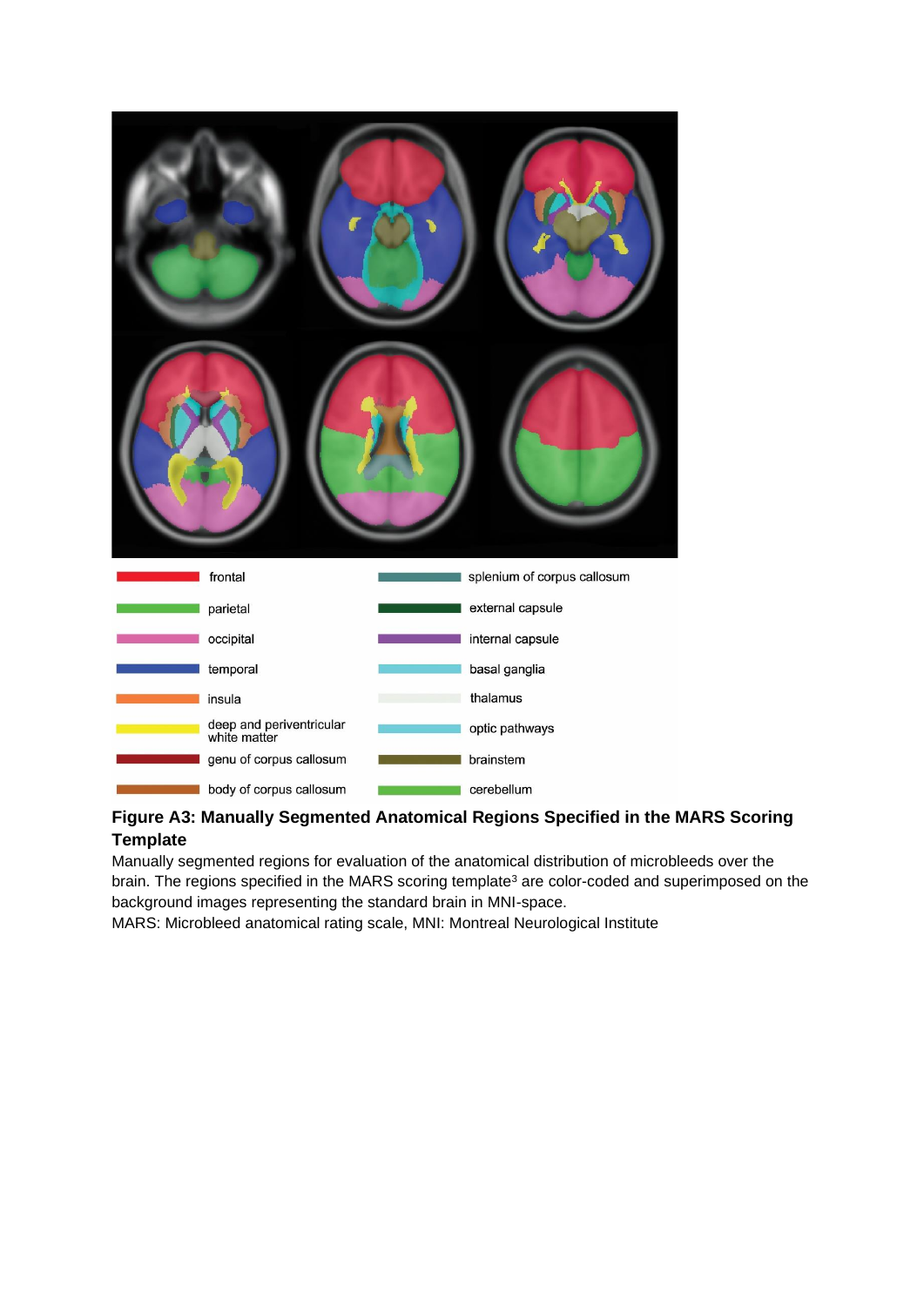| | |
|---|---|
| frontal | splenium of corpus callosum |
| parietal | external capsule |
| occipital | internal capsule |
| temporal | basal ganglia |
| insula | thalamus |
| deep and periventricular white matter | optic pathways |
| genu of corpus callosum | brainstem |
| body of corpus callosum | cerebellum |

**Figure A3: Manually Segmented Anatomical Regions Specified in the MARS Scoring Template**

Manually segmented regions for evaluation of the anatomical distribution of microbleeds over the brain. The regions specified in the MARS scoring template[3] are color-coded and superimposed on the background images representing the standard brain in MNI-space.

MARS: Microbleed anatomical rating scale, MNI: Montreal Neurological Institute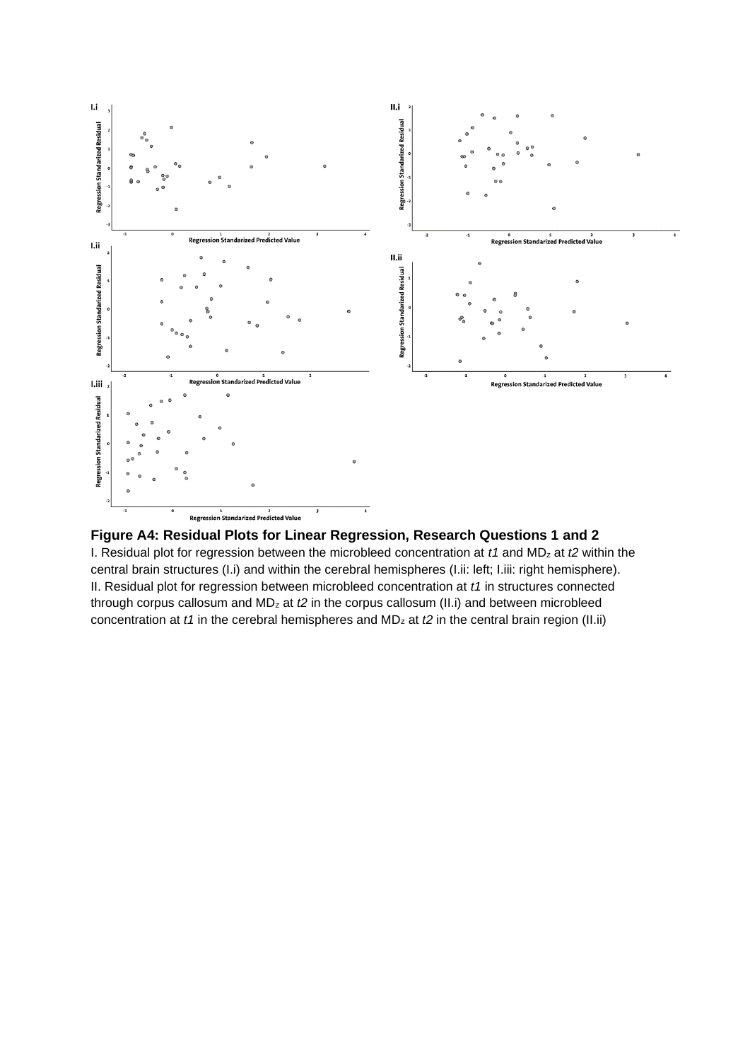**Figure A4: Residual Plots for Linear Regression, Research Questions 1 and 2**

I. Residual plot for regression between the microbleed concentration at *t1* and $MD_z$ at *t2* within the central brain structures (I.i) and within the cerebral hemispheres (I.ii: left; I.iii: right hemisphere).
II. Residual plot for regression between microbleed concentration at *t1* in structures connected through corpus callosum and $MD_z$ at *t2* in the corpus callosum (II.i) and between microbleed concentration at *t1* in the cerebral hemispheres and $MD_z$ at *t2* in the central brain region (II.ii)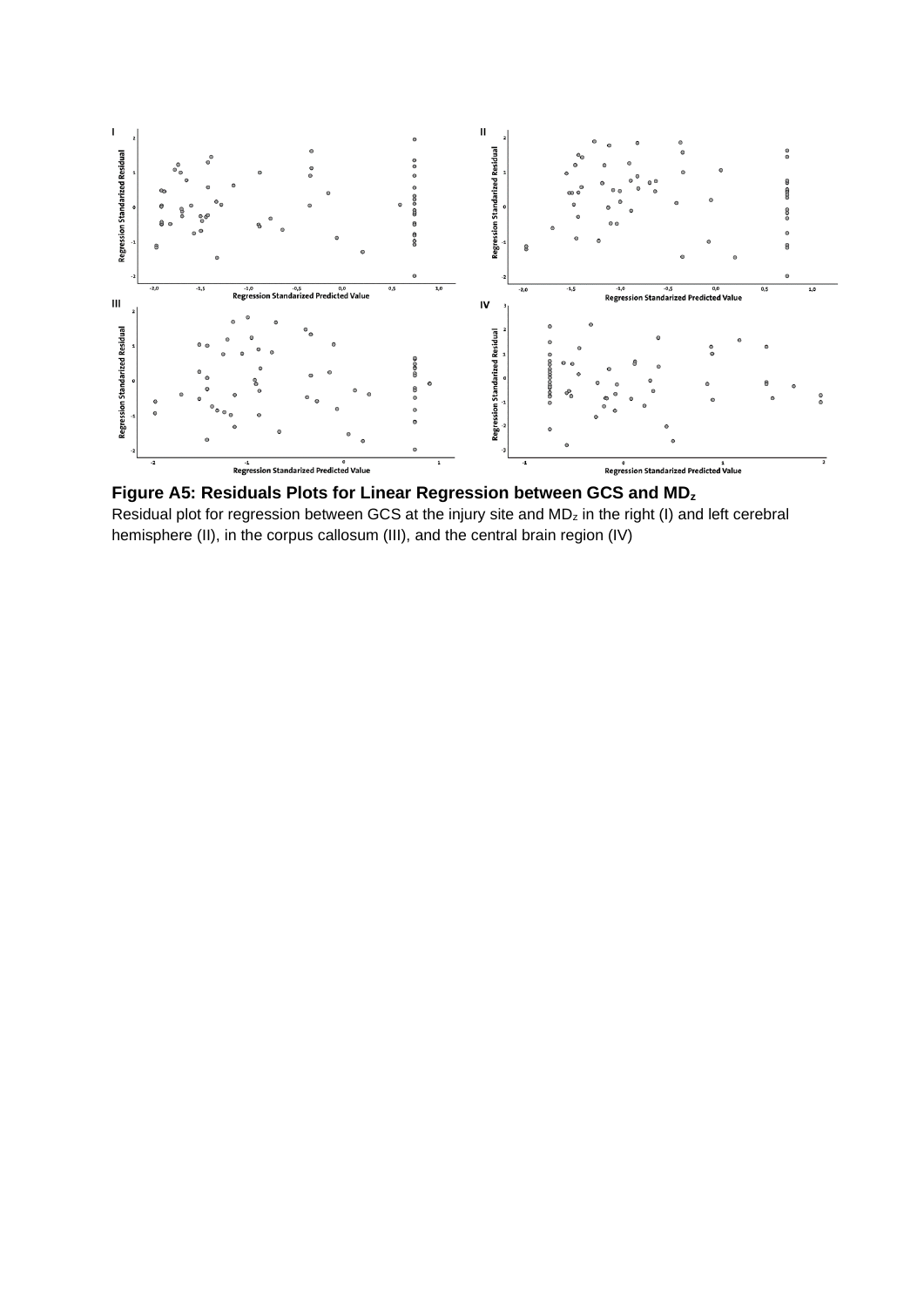**Figure A5: Residuals Plots for Linear Regression between GCS and $MD_z$**

Residual plot for regression between GCS at the injury site and $MD_z$ in the right (I) and left cerebral hemisphere (II), in the corpus callosum (III), and the central brain region (IV)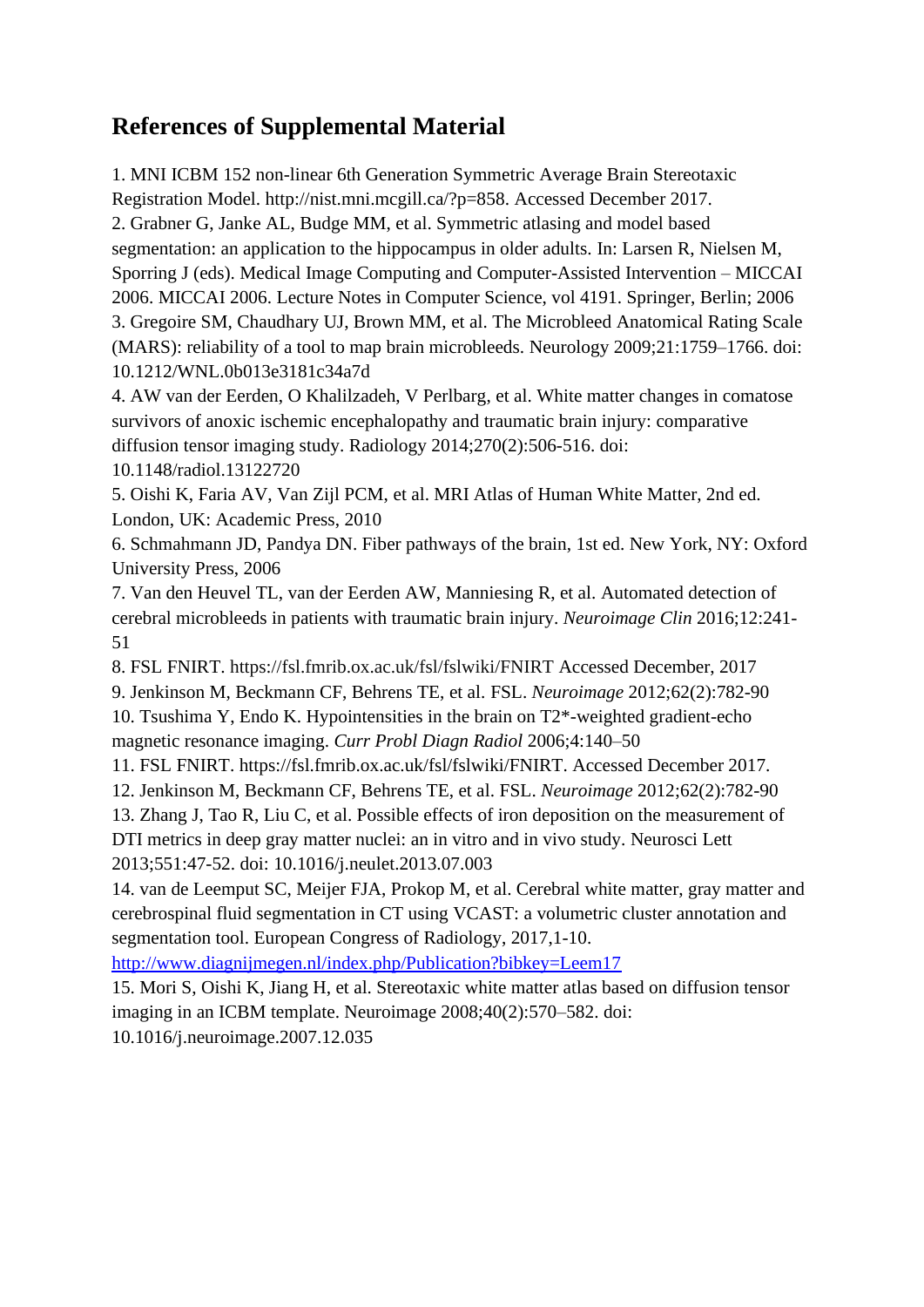## References of Supplemental Material

1. MNI ICBM 152 non-linear 6th Generation Symmetric Average Brain Stereotaxic Registration Model. http://nist.mni.mcgill.ca/?p=858. Accessed December 2017.
2. Grabner G, Janke AL, Budge MM, et al. Symmetric atlasing and model based segmentation: an application to the hippocampus in older adults. In: Larsen R, Nielsen M, Sporring J (eds). Medical Image Computing and Computer-Assisted Intervention – MICCAI 2006. MICCAI 2006. Lecture Notes in Computer Science, vol 4191. Springer, Berlin; 2006
3. Gregoire SM, Chaudhary UJ, Brown MM, et al. The Microbleed Anatomical Rating Scale (MARS): reliability of a tool to map brain microbleeds. Neurology 2009;21:1759–1766. doi: 10.1212/WNL.0b013e3181c34a7d
4. AW van der Eerden, O Khalilzadeh, V Perlbarg, et al. White matter changes in comatose survivors of anoxic ischemic encephalopathy and traumatic brain injury: comparative diffusion tensor imaging study. Radiology 2014;270(2):506-516. doi: 10.1148/radiol.13122720
5. Oishi K, Faria AV, Van Zijl PCM, et al. MRI Atlas of Human White Matter, 2nd ed. London, UK: Academic Press, 2010
6. Schmahmann JD, Pandya DN. Fiber pathways of the brain, 1st ed. New York, NY: Oxford University Press, 2006
7. Van den Heuvel TL, van der Eerden AW, Manniesing R, et al. Automated detection of cerebral microbleeds in patients with traumatic brain injury. *Neuroimage Clin* 2016;12:241-51
8. FSL FNIRT. https://fsl.fmrib.ox.ac.uk/fsl/fslwiki/FNIRT Accessed December, 2017
9. Jenkinson M, Beckmann CF, Behrens TE, et al. FSL. *Neuroimage* 2012;62(2):782-90
10. Tsushima Y, Endo K. Hypointensities in the brain on T2*-weighted gradient-echo magnetic resonance imaging. *Curr Probl Diagn Radiol* 2006;4:140–50
11. FSL FNIRT. https://fsl.fmrib.ox.ac.uk/fsl/fslwiki/FNIRT. Accessed December 2017.
12. Jenkinson M, Beckmann CF, Behrens TE, et al. FSL. *Neuroimage* 2012;62(2):782-90
13. Zhang J, Tao R, Liu C, et al. Possible effects of iron deposition on the measurement of DTI metrics in deep gray matter nuclei: an in vitro and in vivo study. Neurosci Lett 2013;551:47-52. doi: 10.1016/j.neulet.2013.07.003
14. van de Leemput SC, Meijer FJA, Prokop M, et al. Cerebral white matter, gray matter and cerebrospinal fluid segmentation in CT using VCAST: a volumetric cluster annotation and segmentation tool. European Congress of Radiology, 2017,1-10. [http://www.diagnijmegen.nl/index.php/Publication?bibkey=Leem17](http://www.diagnijmegen.nl/index.php/Publication?bibkey=Leem17)
15. Mori S, Oishi K, Jiang H, et al. Stereotaxic white matter atlas based on diffusion tensor imaging in an ICBM template. Neuroimage 2008;40(2):570–582. doi: 10.1016/j.neuroimage.2007.12.035